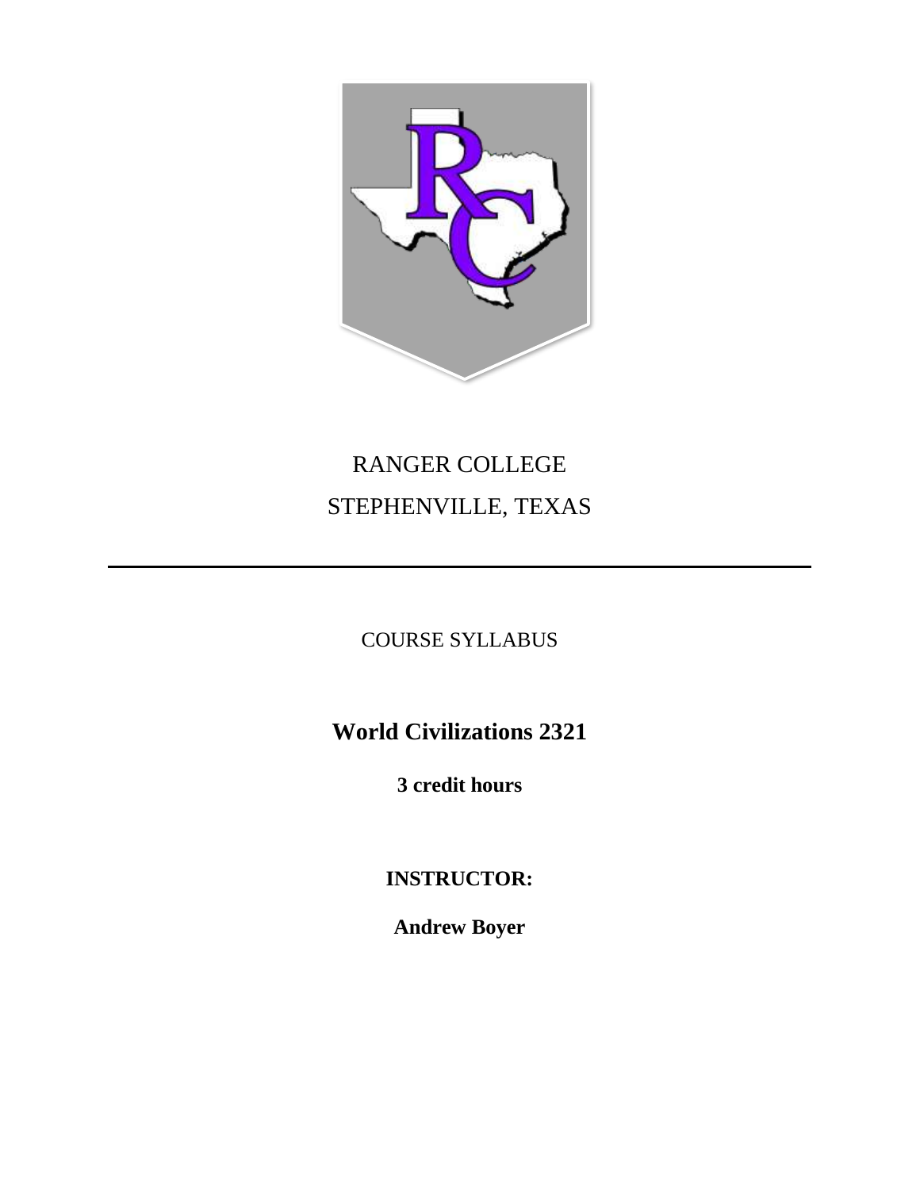RANGER COLLEGE

STEPHENVILLE, TEXAS

---

COURSE SYLLABUS

# World Civilizations 2321

**3 credit hours**

**INSTRUCTOR:**

**Andrew Boyer**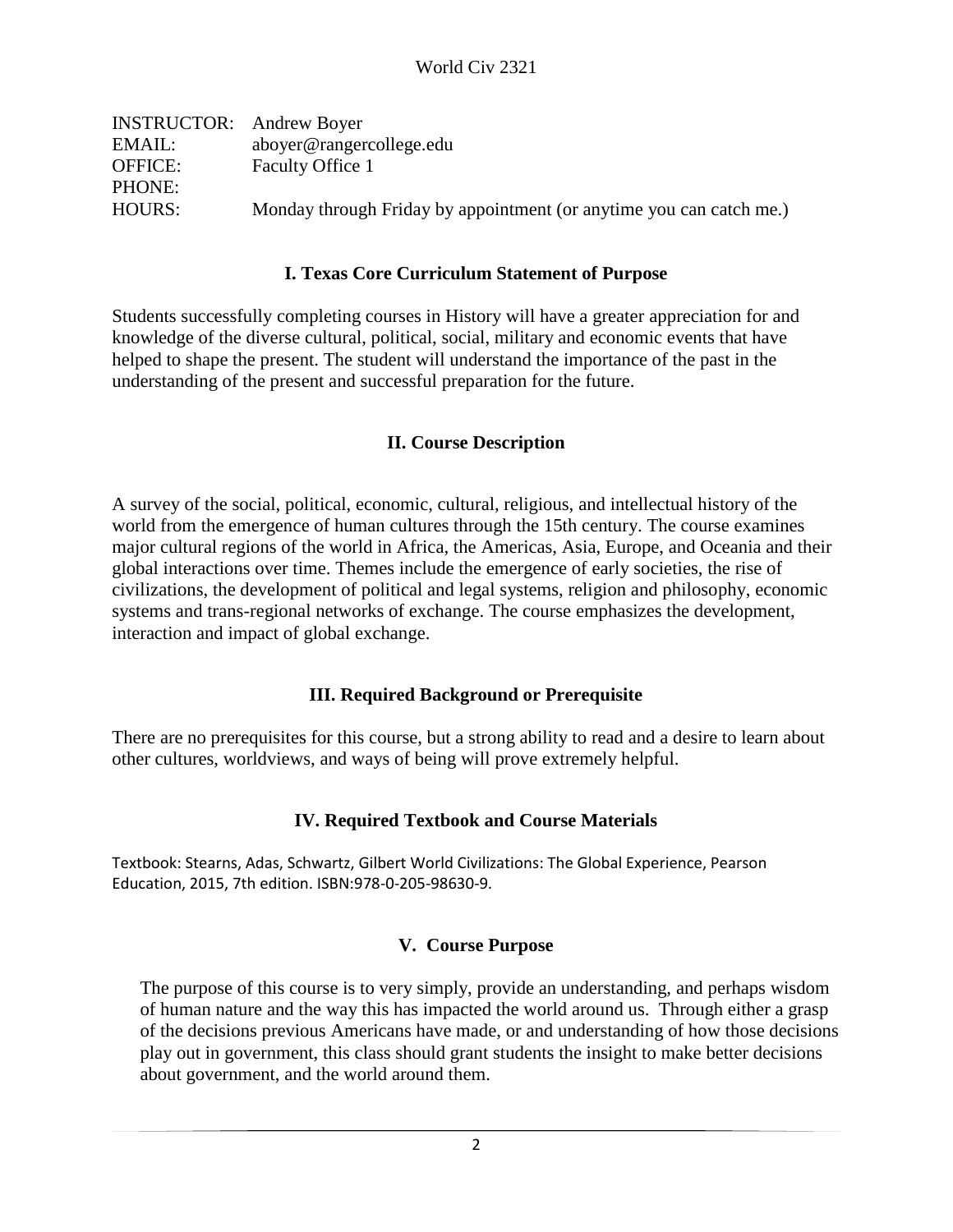World Civ 2321

| | |
|---|---|
| INSTRUCTOR: | Andrew Boyer |
| EMAIL: | aboyer@rangercollege.edu |
| OFFICE: | Faculty Office 1 |
| PHONE: | |
| HOURS: | Monday through Friday by appointment (or anytime you can catch me.) |

## I. Texas Core Curriculum Statement of Purpose

Students successfully completing courses in History will have a greater appreciation for and knowledge of the diverse cultural, political, social, military and economic events that have helped to shape the present. The student will understand the importance of the past in the understanding of the present and successful preparation for the future.

## II. Course Description

A survey of the social, political, economic, cultural, religious, and intellectual history of the world from the emergence of human cultures through the 15th century. The course examines major cultural regions of the world in Africa, the Americas, Asia, Europe, and Oceania and their global interactions over time. Themes include the emergence of early societies, the rise of civilizations, the development of political and legal systems, religion and philosophy, economic systems and trans-regional networks of exchange. The course emphasizes the development, interaction and impact of global exchange.

## III. Required Background or Prerequisite

There are no prerequisites for this course, but a strong ability to read and a desire to learn about other cultures, worldviews, and ways of being will prove extremely helpful.

## IV. Required Textbook and Course Materials

Textbook: Stearns, Adas, Schwartz, Gilbert World Civilizations: The Global Experience, Pearson Education, 2015, 7th edition. ISBN:978-0-205-98630-9.

## V. Course Purpose

The purpose of this course is to very simply, provide an understanding, and perhaps wisdom of human nature and the way this has impacted the world around us. Through either a grasp of the decisions previous Americans have made, or and understanding of how those decisions play out in government, this class should grant students the insight to make better decisions about government, and the world around them.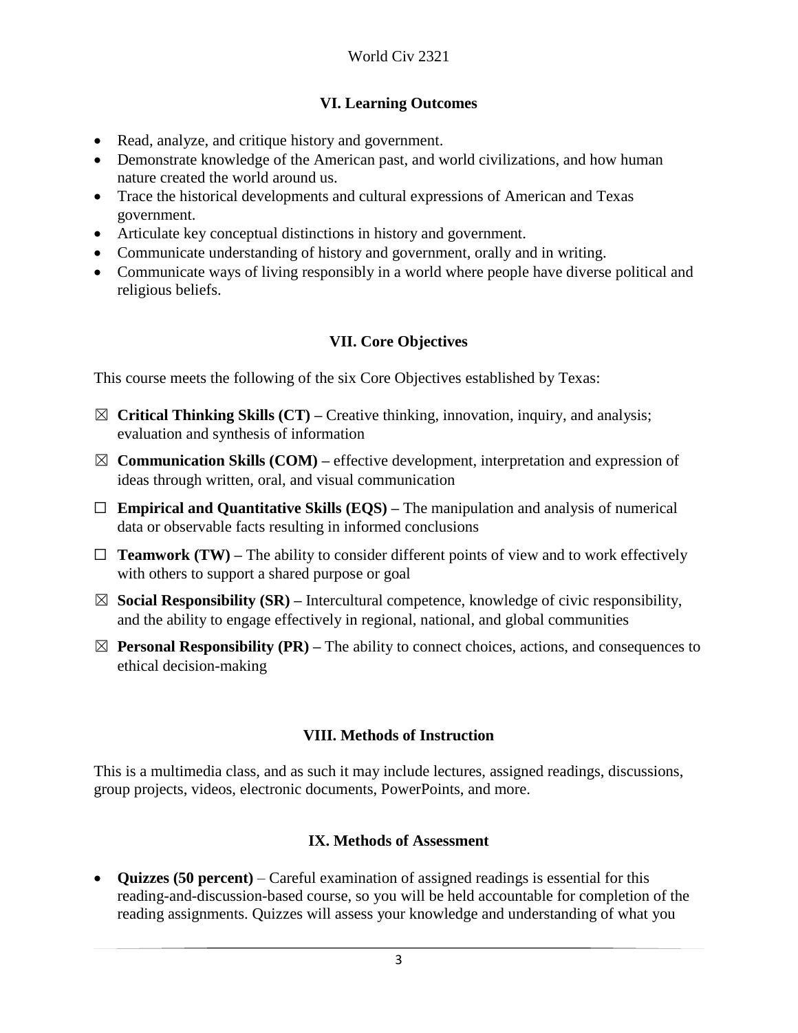## VI. Learning Outcomes

- Read, analyze, and critique history and government.
- Demonstrate knowledge of the American past, and world civilizations, and how human nature created the world around us.
- Trace the historical developments and cultural expressions of American and Texas government.
- Articulate key conceptual distinctions in history and government.
- Communicate understanding of history and government, orally and in writing.
- Communicate ways of living responsibly in a world where people have diverse political and religious beliefs.

## VII. Core Objectives

This course meets the following of the six Core Objectives established by Texas:

☒ **Critical Thinking Skills (CT) –** Creative thinking, innovation, inquiry, and analysis; evaluation and synthesis of information

☒ **Communication Skills (COM) –** effective development, interpretation and expression of ideas through written, oral, and visual communication

☐ **Empirical and Quantitative Skills (EQS) –** The manipulation and analysis of numerical data or observable facts resulting in informed conclusions

☐ **Teamwork (TW) –** The ability to consider different points of view and to work effectively with others to support a shared purpose or goal

☒ **Social Responsibility (SR) –** Intercultural competence, knowledge of civic responsibility, and the ability to engage effectively in regional, national, and global communities

☒ **Personal Responsibility (PR) –** The ability to connect choices, actions, and consequences to ethical decision-making

## VIII. Methods of Instruction

This is a multimedia class, and as such it may include lectures, assigned readings, discussions, group projects, videos, electronic documents, PowerPoints, and more.

## IX. Methods of Assessment

- **Quizzes (50 percent)** – Careful examination of assigned readings is essential for this reading-and-discussion-based course, so you will be held accountable for completion of the reading assignments. Quizzes will assess your knowledge and understanding of what you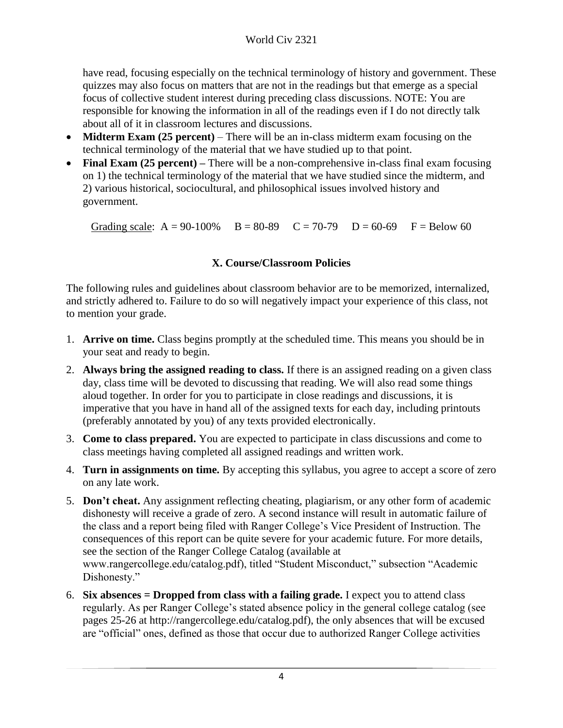have read, focusing especially on the technical terminology of history and government. These quizzes may also focus on matters that are not in the readings but that emerge as a special focus of collective student interest during preceding class discussions. NOTE: You are responsible for knowing the information in all of the readings even if I do not directly talk about all of it in classroom lectures and discussions.

- **Midterm Exam (25 percent)** – There will be an in-class midterm exam focusing on the technical terminology of the material that we have studied up to that point.
- **Final Exam (25 percent) –** There will be a non-comprehensive in-class final exam focusing on 1) the technical terminology of the material that we have studied since the midterm, and 2) various historical, sociocultural, and philosophical issues involved history and government.

Grading scale: A = 90-100%  B = 80-89  C = 70-79  D = 60-69  F = Below 60

## X. Course/Classroom Policies

The following rules and guidelines about classroom behavior are to be memorized, internalized, and strictly adhered to. Failure to do so will negatively impact your experience of this class, not to mention your grade.

1. **Arrive on time.** Class begins promptly at the scheduled time. This means you should be in your seat and ready to begin.
2. **Always bring the assigned reading to class.** If there is an assigned reading on a given class day, class time will be devoted to discussing that reading. We will also read some things aloud together. In order for you to participate in close readings and discussions, it is imperative that you have in hand all of the assigned texts for each day, including printouts (preferably annotated by you) of any texts provided electronically.
3. **Come to class prepared.** You are expected to participate in class discussions and come to class meetings having completed all assigned readings and written work.
4. **Turn in assignments on time.** By accepting this syllabus, you agree to accept a score of zero on any late work.
5. **Don't cheat.** Any assignment reflecting cheating, plagiarism, or any other form of academic dishonesty will receive a grade of zero. A second instance will result in automatic failure of the class and a report being filed with Ranger College's Vice President of Instruction. The consequences of this report can be quite severe for your academic future. For more details, see the section of the Ranger College Catalog (available at www.rangercollege.edu/catalog.pdf), titled "Student Misconduct," subsection "Academic Dishonesty."
6. **Six absences = Dropped from class with a failing grade.** I expect you to attend class regularly. As per Ranger College's stated absence policy in the general college catalog (see pages 25-26 at http://rangercollege.edu/catalog.pdf), the only absences that will be excused are "official" ones, defined as those that occur due to authorized Ranger College activities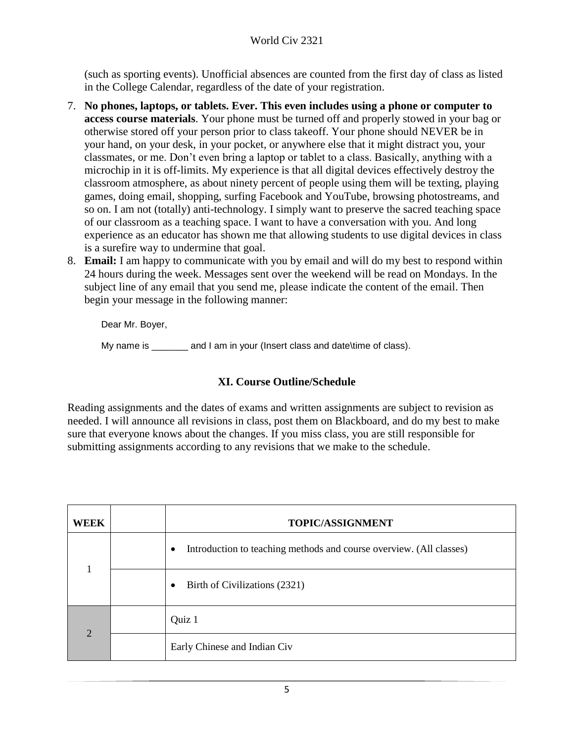(such as sporting events). Unofficial absences are counted from the first day of class as listed in the College Calendar, regardless of the date of your registration.

7. **No phones, laptops, or tablets. Ever. This even includes using a phone or computer to access course materials**. Your phone must be turned off and properly stowed in your bag or otherwise stored off your person prior to class takeoff. Your phone should NEVER be in your hand, on your desk, in your pocket, or anywhere else that it might distract you, your classmates, or me. Don't even bring a laptop or tablet to a class. Basically, anything with a microchip in it is off-limits. My experience is that all digital devices effectively destroy the classroom atmosphere, as about ninety percent of people using them will be texting, playing games, doing email, shopping, surfing Facebook and YouTube, browsing photostreams, and so on. I am not (totally) anti-technology. I simply want to preserve the sacred teaching space of our classroom as a teaching space. I want to have a conversation with you. And long experience as an educator has shown me that allowing students to use digital devices in class is a surefire way to undermine that goal.
8. **Email:** I am happy to communicate with you by email and will do my best to respond within 24 hours during the week. Messages sent over the weekend will be read on Mondays. In the subject line of any email that you send me, please indicate the content of the email. Then begin your message in the following manner:

   Dear Mr. Boyer,

   My name is _______ and I am in your (Insert class and date\time of class).

## XI. Course Outline/Schedule

Reading assignments and the dates of exams and written assignments are subject to revision as needed. I will announce all revisions in class, post them on Blackboard, and do my best to make sure that everyone knows about the changes. If you miss class, you are still responsible for submitting assignments according to any revisions that we make to the schedule.

| WEEK | | TOPIC/ASSIGNMENT |
|---|---|---|
| 1 | | • Introduction to teaching methods and course overview. (All classes) |
| | | • Birth of Civilizations (2321) |
| 2 | | Quiz 1 |
| | | Early Chinese and Indian Civ |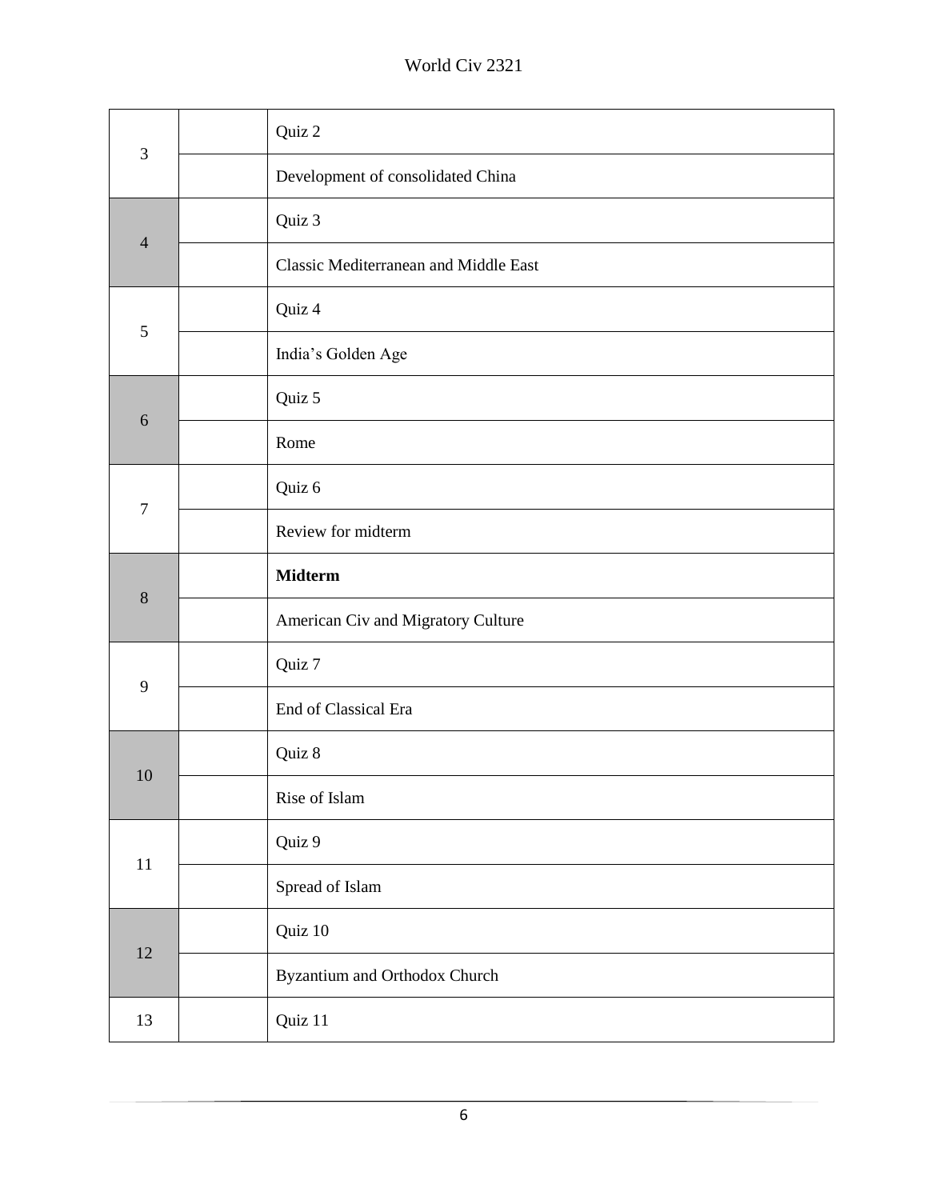| | | |
|---|---|---|
| 3 | | Quiz 2 |
| | | Development of consolidated China |
| 4 | | Quiz 3 |
| | | Classic Mediterranean and Middle East |
| 5 | | Quiz 4 |
| | | India's Golden Age |
| 6 | | Quiz 5 |
| | | Rome |
| 7 | | Quiz 6 |
| | | Review for midterm |
| 8 | | **Midterm** |
| | | American Civ and Migratory Culture |
| 9 | | Quiz 7 |
| | | End of Classical Era |
| 10 | | Quiz 8 |
| | | Rise of Islam |
| 11 | | Quiz 9 |
| | | Spread of Islam |
| 12 | | Quiz 10 |
| | | Byzantium and Orthodox Church |
| 13 | | Quiz 11 |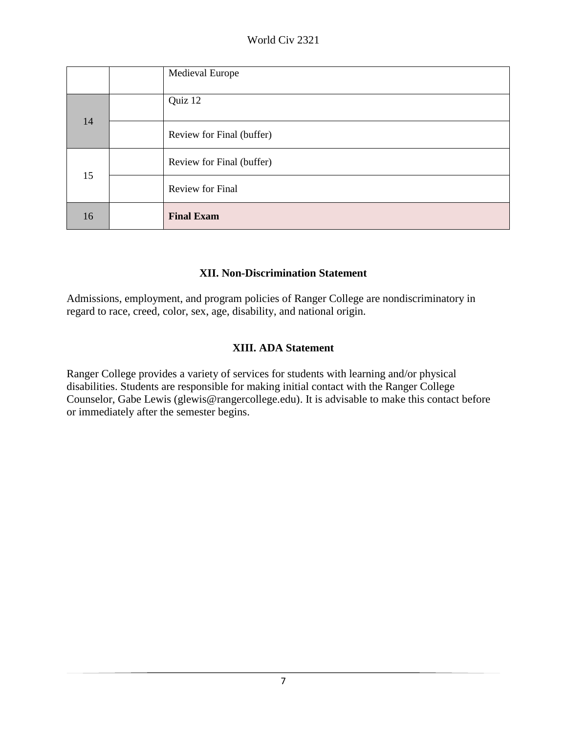| | | |
|---|---|---|
| | | Medieval Europe |
| 14 | | Quiz 12 |
| | | Review for Final (buffer) |
| 15 | | Review for Final (buffer) |
| | | Review for Final |
| 16 | | **Final Exam** |

## XII. Non-Discrimination Statement

Admissions, employment, and program policies of Ranger College are nondiscriminatory in regard to race, creed, color, sex, age, disability, and national origin.

## XIII. ADA Statement

Ranger College provides a variety of services for students with learning and/or physical disabilities. Students are responsible for making initial contact with the Ranger College Counselor, Gabe Lewis (glewis@rangercollege.edu). It is advisable to make this contact before or immediately after the semester begins.